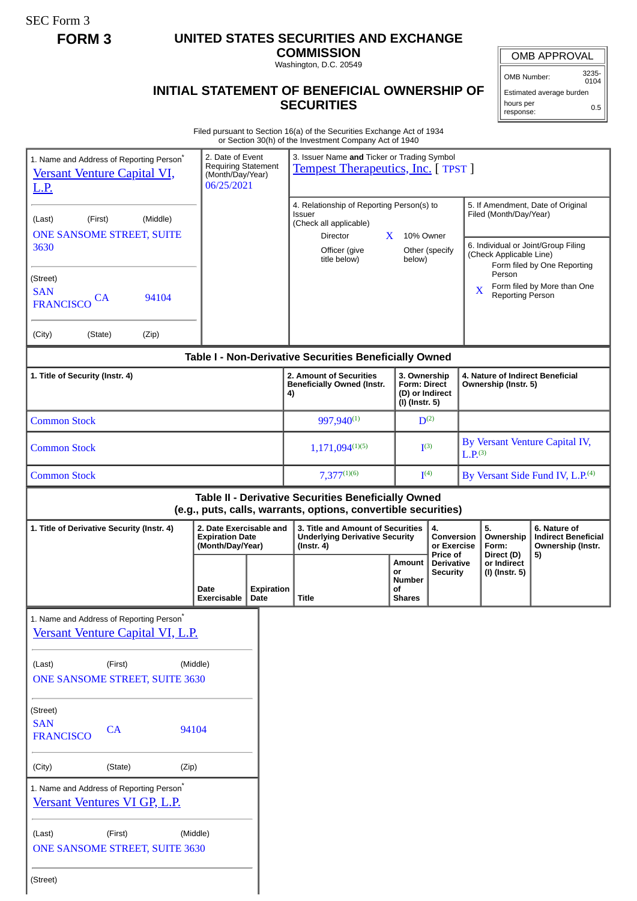SEC Form 3

**FORM 3**

# UNITED STATES SECURITIES AND EXCHANGE COMMISSION

Washington, D.C. 20549

## INITIAL STATEMENT OF BENEFICIAL OWNERSHIP OF SECURITIES

| OMB APPROVAL | |
|---|---|
| OMB Number: | 3235-0104 |
| Estimated average burden | |
| hours per response: | 0.5 |

Filed pursuant to Section 16(a) of the Securities Exchange Act of 1934
or Section 30(h) of the Investment Company Act of 1940

1. Name and Address of Reporting Person*
Versant Venture Capital VI, L.P.

(Last) (First) (Middle)
ONE SANSOME STREET, SUITE 3630

(Street)
SAN FRANCISCO CA 94104

(City) (State) (Zip)

2. Date of Event Requiring Statement (Month/Day/Year)
06/25/2021

3. Issuer Name **and** Ticker or Trading Symbol
Tempest Therapeutics, Inc. [ TPST ]

4. Relationship of Reporting Person(s) to Issuer
(Check all applicable)
Director
X 10% Owner
Officer (give title below)
Other (specify below)

5. If Amendment, Date of Original Filed (Month/Day/Year)

6. Individual or Joint/Group Filing (Check Applicable Line)
Form filed by One Reporting Person
X Form filed by More than One Reporting Person

## Table I - Non-Derivative Securities Beneficially Owned

| 1. Title of Security (Instr. 4) | 2. Amount of Securities Beneficially Owned (Instr. 4) | 3. Ownership Form: Direct (D) or Indirect (I) (Instr. 5) | 4. Nature of Indirect Beneficial Ownership (Instr. 5) |
|---|---|---|---|
| Common Stock | 997,940[(1)] | D[(2)] | |
| Common Stock | 1,171,094[(1)(5)] | I[(3)] | By Versant Venture Capital IV, L.P.[(3)] |
| Common Stock | 7,377[(1)(6)] | I[(4)] | By Versant Side Fund IV, L.P.[(4)] |

## Table II - Derivative Securities Beneficially Owned (e.g., puts, calls, warrants, options, convertible securities)

| 1. Title of Derivative Security (Instr. 4) | 2. Date Exercisable and Expiration Date (Month/Day/Year) | | 3. Title and Amount of Securities Underlying Derivative Security (Instr. 4) | | 4. Conversion or Exercise Price of Derivative Security | 5. Ownership Form: Direct (D) or Indirect (I) (Instr. 5) | 6. Nature of Indirect Beneficial Ownership (Instr. 5) |
|---|---|---|---|---|---|---|---|
| | Date Exercisable | Expiration Date | Title | Amount or Number of Shares | | | |

1. Name and Address of Reporting Person*
Versant Venture Capital VI, L.P.

(Last) (First) (Middle)
ONE SANSOME STREET, SUITE 3630

(Street)
SAN FRANCISCO CA 94104

(City) (State) (Zip)

1. Name and Address of Reporting Person*
Versant Ventures VI GP, L.P.

(Last) (First) (Middle)
ONE SANSOME STREET, SUITE 3630

(Street)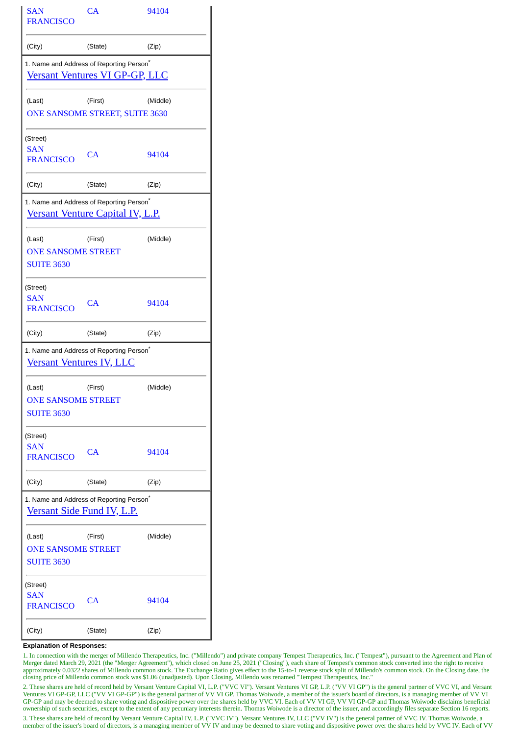| SAN FRANCISCO | CA | 94104 |
|---|---|---|
| (City) | (State) | (Zip) |

1. Name and Address of Reporting Person*

[Versant Ventures VI GP-GP, LLC]

| (Last) | (First) | (Middle) |
|---|---|---|

ONE SANSOME STREET, SUITE 3630

(Street)

| SAN FRANCISCO | CA | 94104 |
|---|---|---|
| (City) | (State) | (Zip) |

1. Name and Address of Reporting Person*

[Versant Venture Capital IV, L.P.]

| (Last) | (First) | (Middle) |
|---|---|---|

ONE SANSOME STREET
SUITE 3630

(Street)

| SAN FRANCISCO | CA | 94104 |
|---|---|---|
| (City) | (State) | (Zip) |

1. Name and Address of Reporting Person*

[Versant Ventures IV, LLC]

| (Last) | (First) | (Middle) |
|---|---|---|

ONE SANSOME STREET
SUITE 3630

(Street)

| SAN FRANCISCO | CA | 94104 |
|---|---|---|
| (City) | (State) | (Zip) |

1. Name and Address of Reporting Person*

[Versant Side Fund IV, L.P.]

| (Last) | (First) | (Middle) |
|---|---|---|

ONE SANSOME STREET
SUITE 3630

(Street)

| SAN FRANCISCO | CA | 94104 |
|---|---|---|
| (City) | (State) | (Zip) |

**Explanation of Responses:**

1. In connection with the merger of Millendo Therapeutics, Inc. ("Millendo") and private company Tempest Therapeutics, Inc. ("Tempest"), pursuant to the Agreement and Plan of Merger dated March 29, 2021 (the "Merger Agreement"), which closed on June 25, 2021 ("Closing"), each share of Tempest's common stock converted into the right to receive approximately 0.0322 shares of Millendo common stock. The Exchange Ratio gives effect to the 15-to-1 reverse stock split of Millendo's common stock. On the Closing date, the closing price of Millendo common stock was $1.06 (unadjusted). Upon Closing, Millendo was renamed "Tempest Therapeutics, Inc."

2. These shares are held of record held by Versant Venture Capital VI, L.P. ("VVC VI"). Versant Ventures VI GP, L.P. ("VV VI GP") is the general partner of VVC VI, and Versant Ventures VI GP-GP, LLC ("VV VI GP-GP") is the general partner of VV VI GP. Thomas Woiwode, a member of the issuer's board of directors, is a managing member of VV VI GP-GP and may be deemed to share voting and dispositive power over the shares held by VVC VI. Each of VV VI GP, VV VI GP-GP and Thomas Woiwode disclaims beneficial ownership of such securities, except to the extent of any pecuniary interests therein. Thomas Woiwode is a director of the issuer, and accordingly files separate Section 16 reports.

3. These shares are held of record by Versant Venture Capital IV, L.P. ("VVC IV"). Versant Ventures IV, LLC ("VV IV") is the general partner of VVC IV. Thomas Woiwode, a member of the issuer's board of directors, is a managing member of VV IV and may be deemed to share voting and dispositive power over the shares held by VVC IV. Each of VV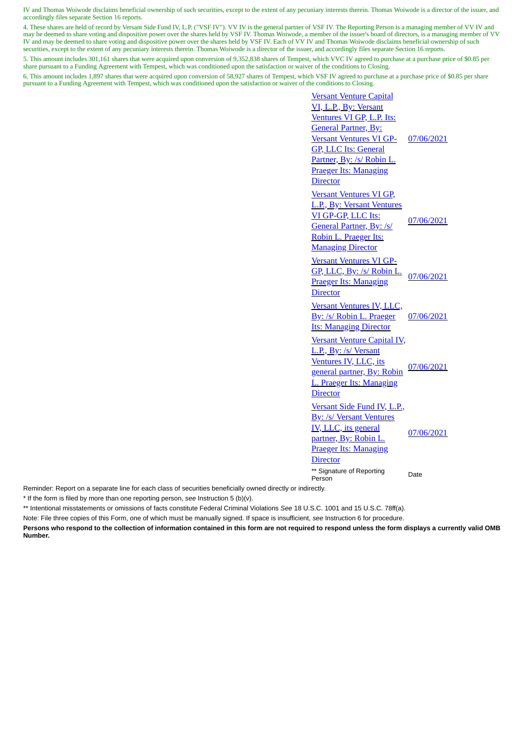IV and Thomas Woiwode disclaims beneficial ownership of such securities, except to the extent of any pecuniary interests therein. Thomas Woiwode is a director of the issuer, and accordingly files separate Section 16 reports.

4. These shares are held of record by Versant Side Fund IV, L.P. ("VSF IV"). VV IV is the general partner of VSF IV. The Reporting Person is a managing member of VV IV and may be deemed to share voting and dispositive power over the shares held by VSF IV. Thomas Woiwode, a member of the issuer's board of directors, is a managing member of VV IV and may be deemed to share voting and dispositive power over the shares held by VSF IV. Each of VV IV and Thomas Woiwode disclaims beneficial ownership of such securities, except to the extent of any pecuniary interests therein. Thomas Woiwode is a director of the issuer, and accordingly files separate Section 16 reports.

5. This amount includes 301,161 shares that were acquired upon conversion of 9,352,838 shares of Tempest, which VVC IV agreed to purchase at a purchase price of $0.85 per share pursuant to a Funding Agreement with Tempest, which was conditioned upon the satisfaction or waiver of the conditions to Closing.

6. This amount includes 1,897 shares that were acquired upon conversion of 58,927 shares of Tempest, which VSF IV agreed to purchase at a purchase price of $0.85 per share pursuant to a Funding Agreement with Tempest, which was conditioned upon the satisfaction or waiver of the conditions to Closing.

| | |
|---|---|
| Versant Venture Capital VI, L.P., By: Versant Ventures VI GP, L.P. Its: General Partner, By: Versant Ventures VI GP-GP, LLC Its: General Partner, By: /s/ Robin L. Praeger Its: Managing Director | 07/06/2021 |
| Versant Ventures VI GP, L.P., By: Versant Ventures VI GP-GP, LLC Its: General Partner, By: /s/ Robin L. Praeger Its: Managing Director | 07/06/2021 |
| Versant Ventures VI GP-GP, LLC, By: /s/ Robin L. Praeger Its: Managing Director | 07/06/2021 |
| Versant Ventures IV, LLC, By: /s/ Robin L. Praeger Its: Managing Director | 07/06/2021 |
| Versant Venture Capital IV, L.P., By: /s/ Versant Ventures IV, LLC, its general partner, By: Robin L. Praeger Its: Managing Director | 07/06/2021 |
| Versant Side Fund IV, L.P., By: /s/ Versant Ventures IV, LLC, its general partner, By: Robin L. Praeger Its: Managing Director | 07/06/2021 |
| ** Signature of Reporting Person | Date |

Reminder: Report on a separate line for each class of securities beneficially owned directly or indirectly.

* If the form is filed by more than one reporting person, *see* Instruction 5 (b)(v).

** Intentional misstatements or omissions of facts constitute Federal Criminal Violations *See* 18 U.S.C. 1001 and 15 U.S.C. 78ff(a).

Note: File three copies of this Form, one of which must be manually signed. If space is insufficient, *see* Instruction 6 for procedure.

**Persons who respond to the collection of information contained in this form are not required to respond unless the form displays a currently valid OMB Number.**